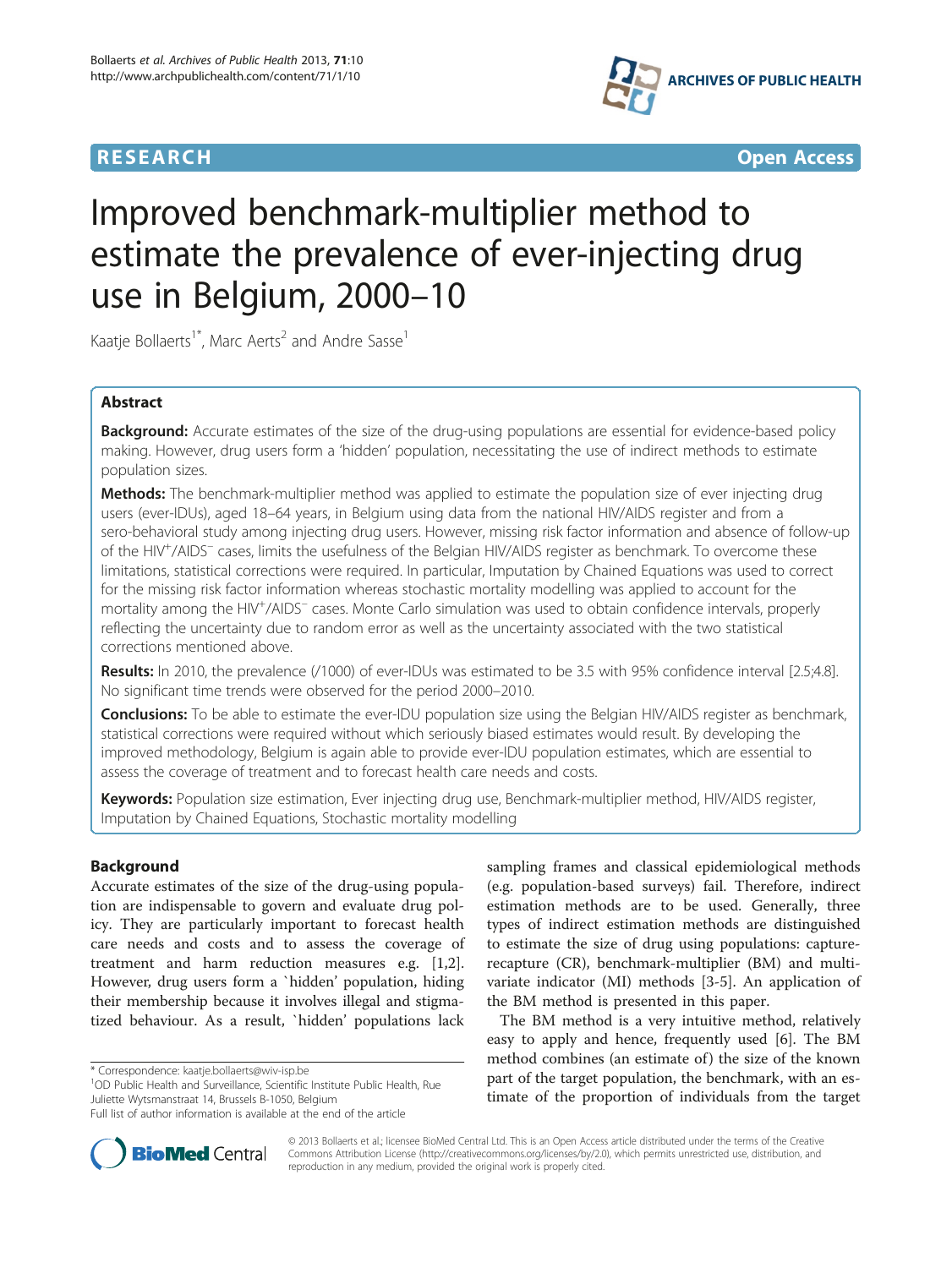**RESEARCH** **Open Access**

# Improved benchmark-multiplier method to estimate the prevalence of ever-injecting drug use in Belgium, 2000–10

Kaatje Bollaerts[1*], Marc Aerts[2] and Andre Sasse[1]

## Abstract

**Background:** Accurate estimates of the size of the drug-using populations are essential for evidence-based policy making. However, drug users form a 'hidden' population, necessitating the use of indirect methods to estimate population sizes.

**Methods:** The benchmark-multiplier method was applied to estimate the population size of ever injecting drug users (ever-IDUs), aged 18–64 years, in Belgium using data from the national HIV/AIDS register and from a sero-behavioral study among injecting drug users. However, missing risk factor information and absence of follow-up of the $HIV^+/AIDS^-$ cases, limits the usefulness of the Belgian HIV/AIDS register as benchmark. To overcome these limitations, statistical corrections were required. In particular, Imputation by Chained Equations was used to correct for the missing risk factor information whereas stochastic mortality modelling was applied to account for the mortality among the $HIV^+/AIDS^-$ cases. Monte Carlo simulation was used to obtain confidence intervals, properly reflecting the uncertainty due to random error as well as the uncertainty associated with the two statistical corrections mentioned above.

**Results:** In 2010, the prevalence (/1000) of ever-IDUs was estimated to be 3.5 with 95% confidence interval [2.5;4.8]. No significant time trends were observed for the period 2000–2010.

**Conclusions:** To be able to estimate the ever-IDU population size using the Belgian HIV/AIDS register as benchmark, statistical corrections were required without which seriously biased estimates would result. By developing the improved methodology, Belgium is again able to provide ever-IDU population estimates, which are essential to assess the coverage of treatment and to forecast health care needs and costs.

**Keywords:** Population size estimation, Ever injecting drug use, Benchmark-multiplier method, HIV/AIDS register, Imputation by Chained Equations, Stochastic mortality modelling

## Background

Accurate estimates of the size of the drug-using population are indispensable to govern and evaluate drug policy. They are particularly important to forecast health care needs and costs and to assess the coverage of treatment and harm reduction measures e.g. [1,2]. However, drug users form a `hidden' population, hiding their membership because it involves illegal and stigmatized behaviour. As a result, `hidden' populations lack sampling frames and classical epidemiological methods (e.g. population-based surveys) fail. Therefore, indirect estimation methods are to be used. Generally, three types of indirect estimation methods are distinguished to estimate the size of drug using populations: capture-recapture (CR), benchmark-multiplier (BM) and multivariate indicator (MI) methods [3-5]. An application of the BM method is presented in this paper.

The BM method is a very intuitive method, relatively easy to apply and hence, frequently used [6]. The BM method combines (an estimate of) the size of the known part of the target population, the benchmark, with an estimate of the proportion of individuals from the target

\* Correspondence: kaatje.bollaerts@wiv-isp.be
[1]OD Public Health and Surveillance, Scientific Institute Public Health, Rue Juliette Wytsmanstraat 14, Brussels B-1050, Belgium
Full list of author information is available at the end of the article

© 2013 Bollaerts et al.; licensee BioMed Central Ltd. This is an Open Access article distributed under the terms of the Creative Commons Attribution License (http://creativecommons.org/licenses/by/2.0), which permits unrestricted use, distribution, and reproduction in any medium, provided the original work is properly cited.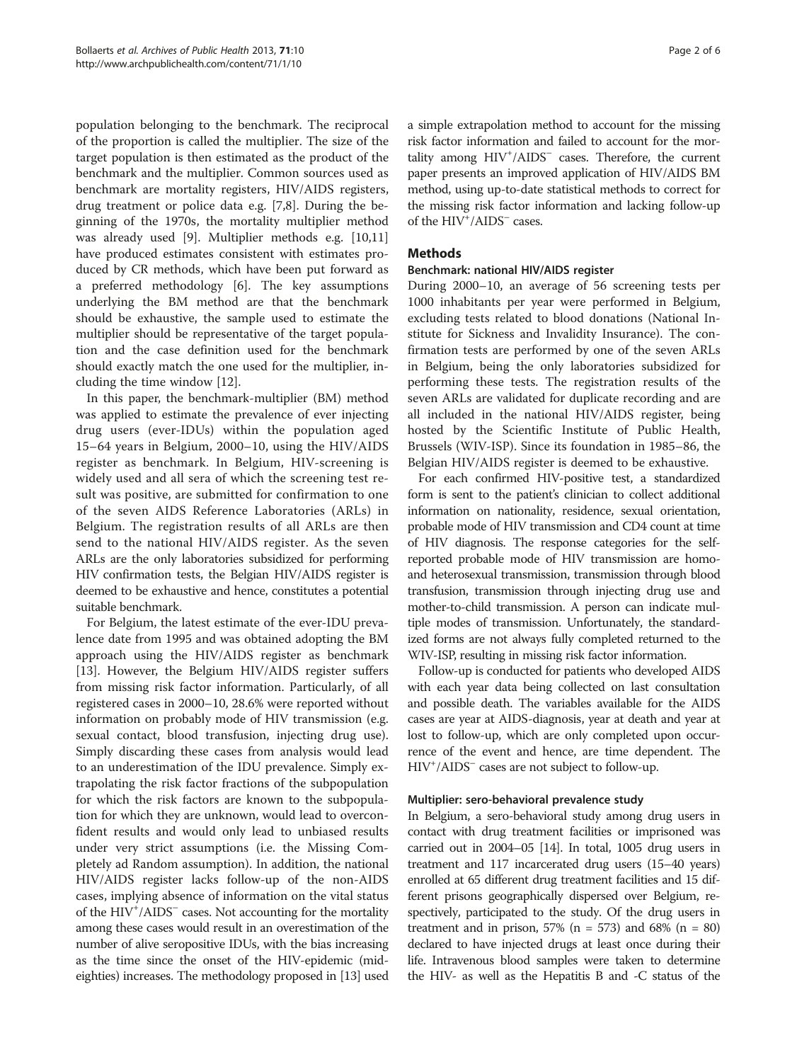population belonging to the benchmark. The reciprocal of the proportion is called the multiplier. The size of the target population is then estimated as the product of the benchmark and the multiplier. Common sources used as benchmark are mortality registers, HIV/AIDS registers, drug treatment or police data e.g. [7,8]. During the beginning of the 1970s, the mortality multiplier method was already used [9]. Multiplier methods e.g. [10,11] have produced estimates consistent with estimates produced by CR methods, which have been put forward as a preferred methodology [6]. The key assumptions underlying the BM method are that the benchmark should be exhaustive, the sample used to estimate the multiplier should be representative of the target population and the case definition used for the benchmark should exactly match the one used for the multiplier, including the time window [12].

In this paper, the benchmark-multiplier (BM) method was applied to estimate the prevalence of ever injecting drug users (ever-IDUs) within the population aged 15–64 years in Belgium, 2000–10, using the HIV/AIDS register as benchmark. In Belgium, HIV-screening is widely used and all sera of which the screening test result was positive, are submitted for confirmation to one of the seven AIDS Reference Laboratories (ARLs) in Belgium. The registration results of all ARLs are then send to the national HIV/AIDS register. As the seven ARLs are the only laboratories subsidized for performing HIV confirmation tests, the Belgian HIV/AIDS register is deemed to be exhaustive and hence, constitutes a potential suitable benchmark.

For Belgium, the latest estimate of the ever-IDU prevalence date from 1995 and was obtained adopting the BM approach using the HIV/AIDS register as benchmark [13]. However, the Belgium HIV/AIDS register suffers from missing risk factor information. Particularly, of all registered cases in 2000–10, 28.6% were reported without information on probably mode of HIV transmission (e.g. sexual contact, blood transfusion, injecting drug use). Simply discarding these cases from analysis would lead to an underestimation of the IDU prevalence. Simply extrapolating the risk factor fractions of the subpopulation for which the risk factors are known to the subpopulation for which they are unknown, would lead to overconfident results and would only lead to unbiased results under very strict assumptions (i.e. the Missing Completely ad Random assumption). In addition, the national HIV/AIDS register lacks follow-up of the non-AIDS cases, implying absence of information on the vital status of the $HIV^{+}/AIDS^{-}$ cases. Not accounting for the mortality among these cases would result in an overestimation of the number of alive seropositive IDUs, with the bias increasing as the time since the onset of the HIV-epidemic (mid-eighties) increases. The methodology proposed in [13] used a simple extrapolation method to account for the missing risk factor information and failed to account for the mortality among $HIV^{+}/AIDS^{-}$ cases. Therefore, the current paper presents an improved application of HIV/AIDS BM method, using up-to-date statistical methods to correct for the missing risk factor information and lacking follow-up of the $HIV^{+}/AIDS^{-}$ cases.

## Methods

### Benchmark: national HIV/AIDS register

During 2000–10, an average of 56 screening tests per 1000 inhabitants per year were performed in Belgium, excluding tests related to blood donations (National Institute for Sickness and Invalidity Insurance). The confirmation tests are performed by one of the seven ARLs in Belgium, being the only laboratories subsidized for performing these tests. The registration results of the seven ARLs are validated for duplicate recording and are all included in the national HIV/AIDS register, being hosted by the Scientific Institute of Public Health, Brussels (WIV-ISP). Since its foundation in 1985–86, the Belgian HIV/AIDS register is deemed to be exhaustive.

For each confirmed HIV-positive test, a standardized form is sent to the patient's clinician to collect additional information on nationality, residence, sexual orientation, probable mode of HIV transmission and CD4 count at time of HIV diagnosis. The response categories for the self-reported probable mode of HIV transmission are homo- and heterosexual transmission, transmission through blood transfusion, transmission through injecting drug use and mother-to-child transmission. A person can indicate multiple modes of transmission. Unfortunately, the standardized forms are not always fully completed returned to the WIV-ISP, resulting in missing risk factor information.

Follow-up is conducted for patients who developed AIDS with each year data being collected on last consultation and possible death. The variables available for the AIDS cases are year at AIDS-diagnosis, year at death and year at lost to follow-up, which are only completed upon occurrence of the event and hence, are time dependent. The $HIV^{+}/AIDS^{-}$ cases are not subject to follow-up.

### Multiplier: sero-behavioral prevalence study

In Belgium, a sero-behavioral study among drug users in contact with drug treatment facilities or imprisoned was carried out in 2004–05 [14]. In total, 1005 drug users in treatment and 117 incarcerated drug users (15–40 years) enrolled at 65 different drug treatment facilities and 15 different prisons geographically dispersed over Belgium, respectively, participated to the study. Of the drug users in treatment and in prison, 57% (n = 573) and 68% (n = 80) declared to have injected drugs at least once during their life. Intravenous blood samples were taken to determine the HIV- as well as the Hepatitis B and -C status of the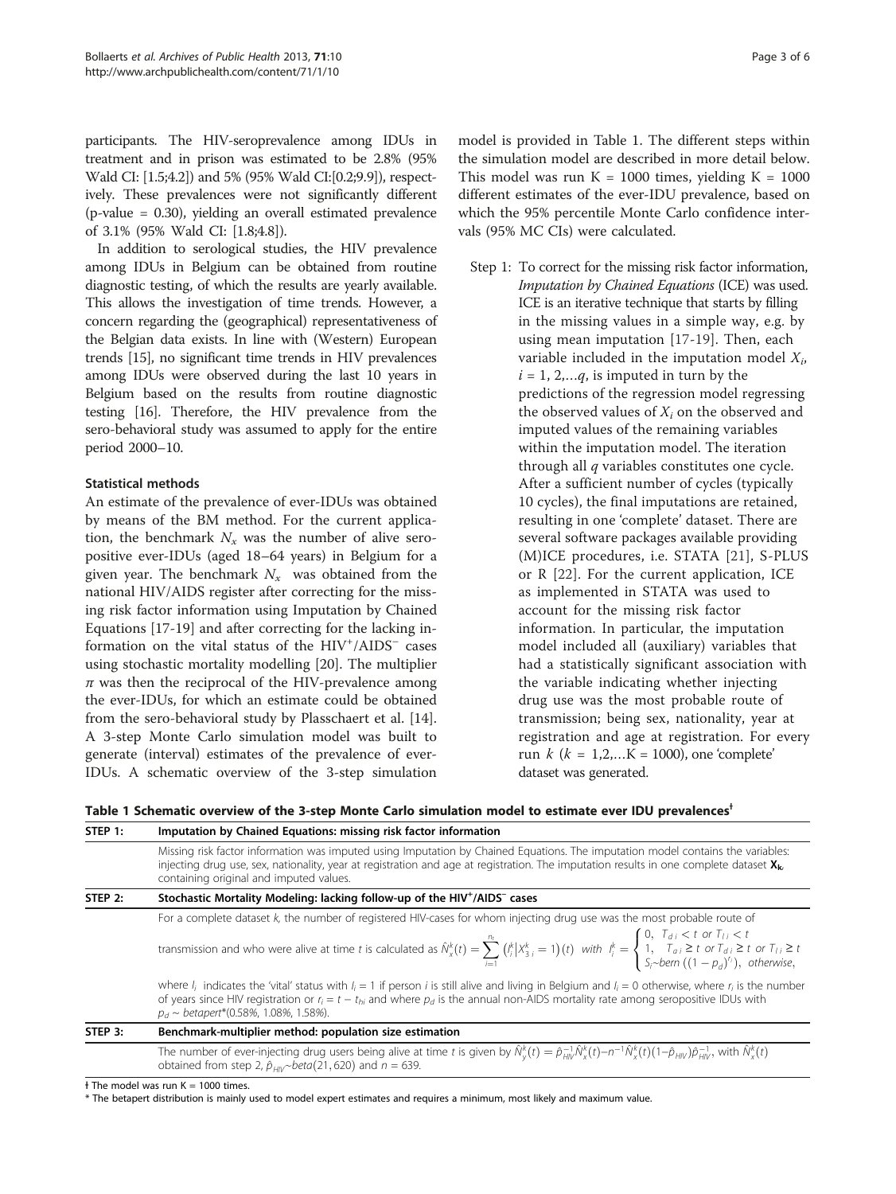participants. The HIV-seroprevalence among IDUs in treatment and in prison was estimated to be 2.8% (95% Wald CI: [1.5;4.2]) and 5% (95% Wald CI:[0.2;9.9]), respectively. These prevalences were not significantly different (p-value = 0.30), yielding an overall estimated prevalence of 3.1% (95% Wald CI: [1.8;4.8]).

In addition to serological studies, the HIV prevalence among IDUs in Belgium can be obtained from routine diagnostic testing, of which the results are yearly available. This allows the investigation of time trends. However, a concern regarding the (geographical) representativeness of the Belgian data exists. In line with (Western) European trends [15], no significant time trends in HIV prevalences among IDUs were observed during the last 10 years in Belgium based on the results from routine diagnostic testing [16]. Therefore, the HIV prevalence from the sero-behavioral study was assumed to apply for the entire period 2000–10.

### Statistical methods

An estimate of the prevalence of ever-IDUs was obtained by means of the BM method. For the current application, the benchmark $N_x$ was the number of alive seropositive ever-IDUs (aged 18–64 years) in Belgium for a given year. The benchmark $N_x$ was obtained from the national HIV/AIDS register after correcting for the missing risk factor information using Imputation by Chained Equations [17-19] and after correcting for the lacking information on the vital status of the HIV$^+$/AIDS$^-$ cases using stochastic mortality modelling [20]. The multiplier $\pi$ was then the reciprocal of the HIV-prevalence among the ever-IDUs, for which an estimate could be obtained from the sero-behavioral study by Plasschaert et al. [14]. A 3-step Monte Carlo simulation model was built to generate (interval) estimates of the prevalence of ever-IDUs. A schematic overview of the 3-step simulation model is provided in Table 1. The different steps within the simulation model are described in more detail below. This model was run K = 1000 times, yielding K = 1000 different estimates of the ever-IDU prevalence, based on which the 95% percentile Monte Carlo confidence intervals (95% MC CIs) were calculated.

Step 1: To correct for the missing risk factor information, *Imputation by Chained Equations* (ICE) was used. ICE is an iterative technique that starts by filling in the missing values in a simple way, e.g. by using mean imputation [17-19]. Then, each variable included in the imputation model $X_i$, $i = 1, 2,\ldots q$, is imputed in turn by the predictions of the regression model regressing the observed values of $X_i$ on the observed and imputed values of the remaining variables within the imputation model. The iteration through all $q$ variables constitutes one cycle. After a sufficient number of cycles (typically 10 cycles), the final imputations are retained, resulting in one 'complete' dataset. There are several software packages available providing (M)ICE procedures, i.e. STATA [21], S-PLUS or R [22]. For the current application, ICE as implemented in STATA was used to account for the missing risk factor information. In particular, the imputation model included all (auxiliary) variables that had a statistically significant association with the variable indicating whether injecting drug use was the most probable route of transmission; being sex, nationality, year at registration and age at registration. For every run $k$ ($k$ = 1,2,…K = 1000), one 'complete' dataset was generated.

**Table 1 Schematic overview of the 3-step Monte Carlo simulation model to estimate ever IDU prevalences[ǂ]**

| STEP 1: | Imputation by Chained Equations: missing risk factor information |
|---|---|
| | Missing risk factor information was imputed using Imputation by Chained Equations. The imputation model contains the variables: injecting drug use, sex, nationality, year at registration and age at registration. The imputation results in one complete dataset $\mathbf{X_k}$, containing original and imputed values. |
| **STEP 2:** | **Stochastic Mortality Modeling: lacking follow-up of the HIV$^+$/AIDS$^-$ cases** |
| | For a complete dataset $k$, the number of registered HIV-cases for whom injecting drug use was the most probable route of transmission and who were alive at time $t$ is calculated as $\hat{N}_x^k(t) = \sum_{i=1}^{n_h} \left(I_i^k \middle\| X_{3\,i}^k = 1\right)(t)$ with $I_i^k = \begin{cases} 0, & T_{d\,i} < t \text{ or } T_{l\,i} < t \\ 1, & T_{a\,i} \geq t \text{ or } T_{d\,i} \geq t \text{ or } T_{l\,i} \geq t \\ S_i \sim bern\left((1-p_d)^{r_i}\right), & \text{otherwise,} \end{cases}$ where $I_i$ indicates the 'vital' status with $I_i = 1$ if person $i$ is still alive and living in Belgium and $I_i = 0$ otherwise, where $r_i$ is the number of years since HIV registration or $r_i = t - t_{hi}$ and where $p_d$ is the annual non-AIDS mortality rate among seropositive IDUs with $p_d \sim betapert$*(0.58%, 1.08%, 1.58%). |
| **STEP 3:** | **Benchmark-multiplier method: population size estimation** |
| | The number of ever-injecting drug users being alive at time $t$ is given by $\hat{N}_y^k(t) = \hat{p}_{HIV}^{-1}\hat{N}_x^k(t) - n^{-1}\hat{N}_x^k(t)(1-\hat{p}_{HIV})\hat{p}_{HIV}^{-1}$, with $\hat{N}_x^k(t)$ obtained from step 2, $\hat{p}_{HIV} \sim beta(21, 620)$ and $n$ = 639. |

ǂ The model was run K = 1000 times.

\* The betapert distribution is mainly used to model expert estimates and requires a minimum, most likely and maximum value.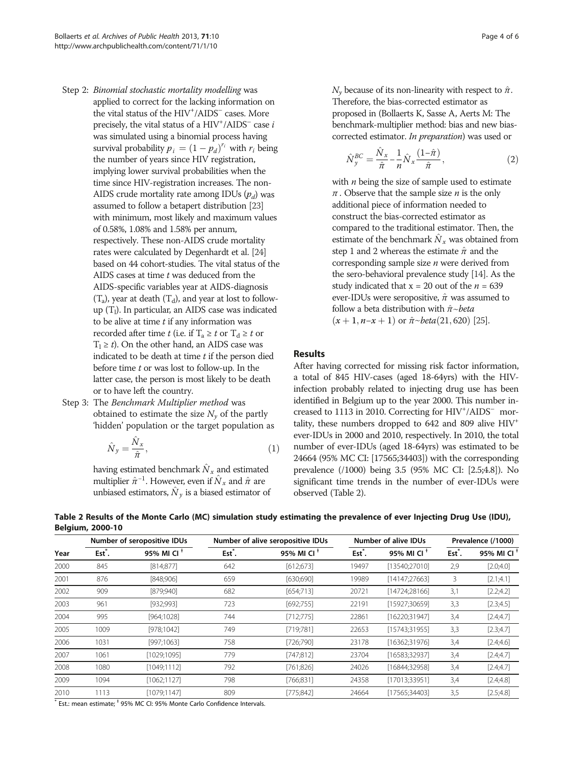Step 2: *Binomial stochastic mortality modelling* was applied to correct for the lacking information on the vital status of the $HIV^{+}/AIDS^{-}$ cases. More precisely, the vital status of a $HIV^{+}/AIDS^{-}$ case $i$ was simulated using a binomial process having survival probability $p_i = (1 - p_d)^{r_i}$ with $r_i$ being the number of years since HIV registration, implying lower survival probabilities when the time since HIV-registration increases. The non-AIDS crude mortality rate among IDUs ($p_d$) was assumed to follow a betapert distribution [23] with minimum, most likely and maximum values of 0.58%, 1.08% and 1.58% per annum, respectively. These non-AIDS crude mortality rates were calculated by Degenhardt et al. [24] based on 44 cohort-studies. The vital status of the AIDS cases at time $t$ was deduced from the AIDS-specific variables year at AIDS-diagnosis ($T_a$), year at death ($T_d$), and year at lost to follow-up ($T_l$). In particular, an AIDS case was indicated to be alive at time $t$ if any information was recorded after time $t$ (i.e. if $T_a \geq t$ or $T_d \geq t$ or $T_l \geq t$). On the other hand, an AIDS case was indicated to be death at time $t$ if the person died before time $t$ or was lost to follow-up. In the latter case, the person is most likely to be death or to have left the country.

Step 3: The *Benchmark Multiplier method* was obtained to estimate the size $N_y$ of the partly 'hidden' population or the target population as

$$\hat{N}_y = \frac{\hat{N}_x}{\hat{\pi}}, \tag{1}$$

having estimated benchmark $\hat{N}_x$ and estimated multiplier $\hat{\pi}^{-1}$. However, even if $\hat{N}_x$ and $\hat{\pi}$ are unbiased estimators, $\hat{N}_y$ is a biased estimator of $N_y$ because of its non-linearity with respect to $\hat{\pi}$. Therefore, the bias-corrected estimator as proposed in (Bollaerts K, Sasse A, Aerts M: The benchmark-multiplier method: bias and new bias-corrected estimator. *In preparation*) was used or

$$\hat{N}_y^{BC} = \frac{\hat{N}_x}{\hat{\pi}} - \frac{1}{n}\hat{N}_x\frac{(1-\hat{\pi})}{\hat{\pi}}, \tag{2}$$

with $n$ being the size of sample used to estimate $\pi$. Observe that the sample size $n$ is the only additional piece of information needed to construct the bias-corrected estimator as compared to the traditional estimator. Then, the estimate of the benchmark $\hat{N}_x$ was obtained from step 1 and 2 whereas the estimate $\hat{\pi}$ and the corresponding sample size $n$ were derived from the sero-behavioral prevalence study [14]. As the study indicated that $x = 20$ out of the $n = 639$ ever-IDUs were seropositive, $\hat{\pi}$ was assumed to follow a beta distribution with $\hat{\pi} \sim beta(x+1, n-x+1)$ or $\hat{\pi} \sim beta(21, 620)$ [25].

## Results

After having corrected for missing risk factor information, a total of 845 HIV-cases (aged 18-64yrs) with the HIV-infection probably related to injecting drug use has been identified in Belgium up to the year 2000. This number increased to 1113 in 2010. Correcting for $HIV^{+}/AIDS^{-}$ mortality, these numbers dropped to 642 and 809 alive $HIV^{+}$ ever-IDUs in 2000 and 2010, respectively. In 2010, the total number of ever-IDUs (aged 18-64yrs) was estimated to be 24664 (95% MC CI: [17565;34403]) with the corresponding prevalence (/1000) being 3.5 (95% MC CI: [2.5;4.8]). No significant time trends in the number of ever-IDUs were observed (Table 2).

**Table 2 Results of the Monte Carlo (MC) simulation study estimating the prevalence of ever Injecting Drug Use (IDU), Belgium, 2000-10**

| | Number of seropositive IDUs | | Number of alive seropositive IDUs | | Number of alive IDUs | | Prevalence (/1000) | |
|---|---|---|---|---|---|---|---|---|
| Year | Est*. | 95% MI CI † | Est*. | 95% MI CI † | Est*. | 95% MI CI † | Est*. | 95% MI CI † |
| 2000 | 845 | [814;877] | 642 | [612;673] | 19497 | [13540;27010] | 2,9 | [2.0;4.0] |
| 2001 | 876 | [848;906] | 659 | [630;690] | 19989 | [14147;27663] | 3 | [2.1;4.1] |
| 2002 | 909 | [879;940] | 682 | [654;713] | 20721 | [14724;28166] | 3,1 | [2.2;4.2] |
| 2003 | 961 | [932;993] | 723 | [692;755] | 22191 | [15927;30659] | 3,3 | [2.3;4.5] |
| 2004 | 995 | [964;1028] | 744 | [712;775] | 22861 | [16220;31947] | 3,4 | [2.4;4.7] |
| 2005 | 1009 | [978;1042] | 749 | [719;781] | 22653 | [15743;31955] | 3,3 | [2.3;4.7] |
| 2006 | 1031 | [997;1063] | 758 | [726;790] | 23178 | [16362;31976] | 3,4 | [2.4;4.6] |
| 2007 | 1061 | [1029;1095] | 779 | [747;812] | 23704 | [16583;32937] | 3,4 | [2.4;4.7] |
| 2008 | 1080 | [1049;1112] | 792 | [761;826] | 24026 | [16844;32958] | 3,4 | [2.4;4.7] |
| 2009 | 1094 | [1062;1127] | 798 | [766;831] | 24358 | [17013;33951] | 3,4 | [2.4;4.8] |
| 2010 | 1113 | [1079;1147] | 809 | [775;842] | 24664 | [17565;34403] | 3,5 | [2.5;4.8] |

* Est.: mean estimate; † 95% MC CI: 95% Monte Carlo Confidence Intervals.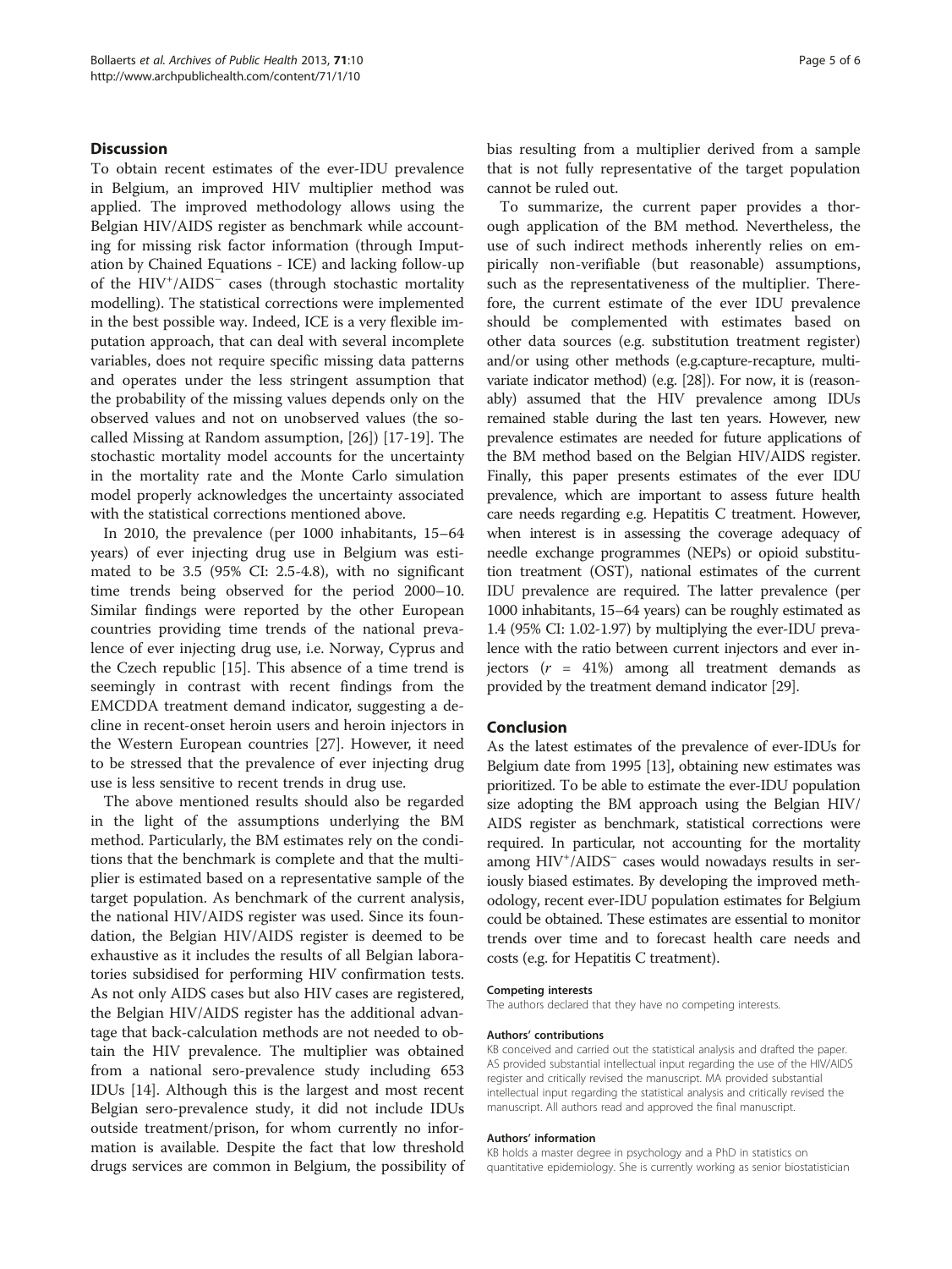## Discussion

To obtain recent estimates of the ever-IDU prevalence in Belgium, an improved HIV multiplier method was applied. The improved methodology allows using the Belgian HIV/AIDS register as benchmark while accounting for missing risk factor information (through Imputation by Chained Equations - ICE) and lacking follow-up of the $HIV^{+}/AIDS^{-}$ cases (through stochastic mortality modelling). The statistical corrections were implemented in the best possible way. Indeed, ICE is a very flexible imputation approach, that can deal with several incomplete variables, does not require specific missing data patterns and operates under the less stringent assumption that the probability of the missing values depends only on the observed values and not on unobserved values (the so-called Missing at Random assumption, [26]) [17-19]. The stochastic mortality model accounts for the uncertainty in the mortality rate and the Monte Carlo simulation model properly acknowledges the uncertainty associated with the statistical corrections mentioned above.

In 2010, the prevalence (per 1000 inhabitants, 15–64 years) of ever injecting drug use in Belgium was estimated to be 3.5 (95% CI: 2.5-4.8), with no significant time trends being observed for the period 2000–10. Similar findings were reported by the other European countries providing time trends of the national prevalence of ever injecting drug use, i.e. Norway, Cyprus and the Czech republic [15]. This absence of a time trend is seemingly in contrast with recent findings from the EMCDDA treatment demand indicator, suggesting a decline in recent-onset heroin users and heroin injectors in the Western European countries [27]. However, it need to be stressed that the prevalence of ever injecting drug use is less sensitive to recent trends in drug use.

The above mentioned results should also be regarded in the light of the assumptions underlying the BM method. Particularly, the BM estimates rely on the conditions that the benchmark is complete and that the multiplier is estimated based on a representative sample of the target population. As benchmark of the current analysis, the national HIV/AIDS register was used. Since its foundation, the Belgian HIV/AIDS register is deemed to be exhaustive as it includes the results of all Belgian laboratories subsidised for performing HIV confirmation tests. As not only AIDS cases but also HIV cases are registered, the Belgian HIV/AIDS register has the additional advantage that back-calculation methods are not needed to obtain the HIV prevalence. The multiplier was obtained from a national sero-prevalence study including 653 IDUs [14]. Although this is the largest and most recent Belgian sero-prevalence study, it did not include IDUs outside treatment/prison, for whom currently no information is available. Despite the fact that low threshold drugs services are common in Belgium, the possibility of bias resulting from a multiplier derived from a sample that is not fully representative of the target population cannot be ruled out.

To summarize, the current paper provides a thorough application of the BM method. Nevertheless, the use of such indirect methods inherently relies on empirically non-verifiable (but reasonable) assumptions, such as the representativeness of the multiplier. Therefore, the current estimate of the ever IDU prevalence should be complemented with estimates based on other data sources (e.g. substitution treatment register) and/or using other methods (e.g.capture-recapture, multivariate indicator method) (e.g. [28]). For now, it is (reasonably) assumed that the HIV prevalence among IDUs remained stable during the last ten years. However, new prevalence estimates are needed for future applications of the BM method based on the Belgian HIV/AIDS register. Finally, this paper presents estimates of the ever IDU prevalence, which are important to assess future health care needs regarding e.g. Hepatitis C treatment. However, when interest is in assessing the coverage adequacy of needle exchange programmes (NEPs) or opioid substitution treatment (OST), national estimates of the current IDU prevalence are required. The latter prevalence (per 1000 inhabitants, 15–64 years) can be roughly estimated as 1.4 (95% CI: 1.02-1.97) by multiplying the ever-IDU prevalence with the ratio between current injectors and ever injectors ($r$ = 41%) among all treatment demands as provided by the treatment demand indicator [29].

## Conclusion

As the latest estimates of the prevalence of ever-IDUs for Belgium date from 1995 [13], obtaining new estimates was prioritized. To be able to estimate the ever-IDU population size adopting the BM approach using the Belgian HIV/AIDS register as benchmark, statistical corrections were required. In particular, not accounting for the mortality among $HIV^{+}/AIDS^{-}$ cases would nowadays results in seriously biased estimates. By developing the improved methodology, recent ever-IDU population estimates for Belgium could be obtained. These estimates are essential to monitor trends over time and to forecast health care needs and costs (e.g. for Hepatitis C treatment).

#### Competing interests

The authors declared that they have no competing interests.

#### Authors' contributions

KB conceived and carried out the statistical analysis and drafted the paper. AS provided substantial intellectual input regarding the use of the HIV/AIDS register and critically revised the manuscript. MA provided substantial intellectual input regarding the statistical analysis and critically revised the manuscript. All authors read and approved the final manuscript.

#### Authors' information

KB holds a master degree in psychology and a PhD in statistics on quantitative epidemiology. She is currently working as senior biostatistician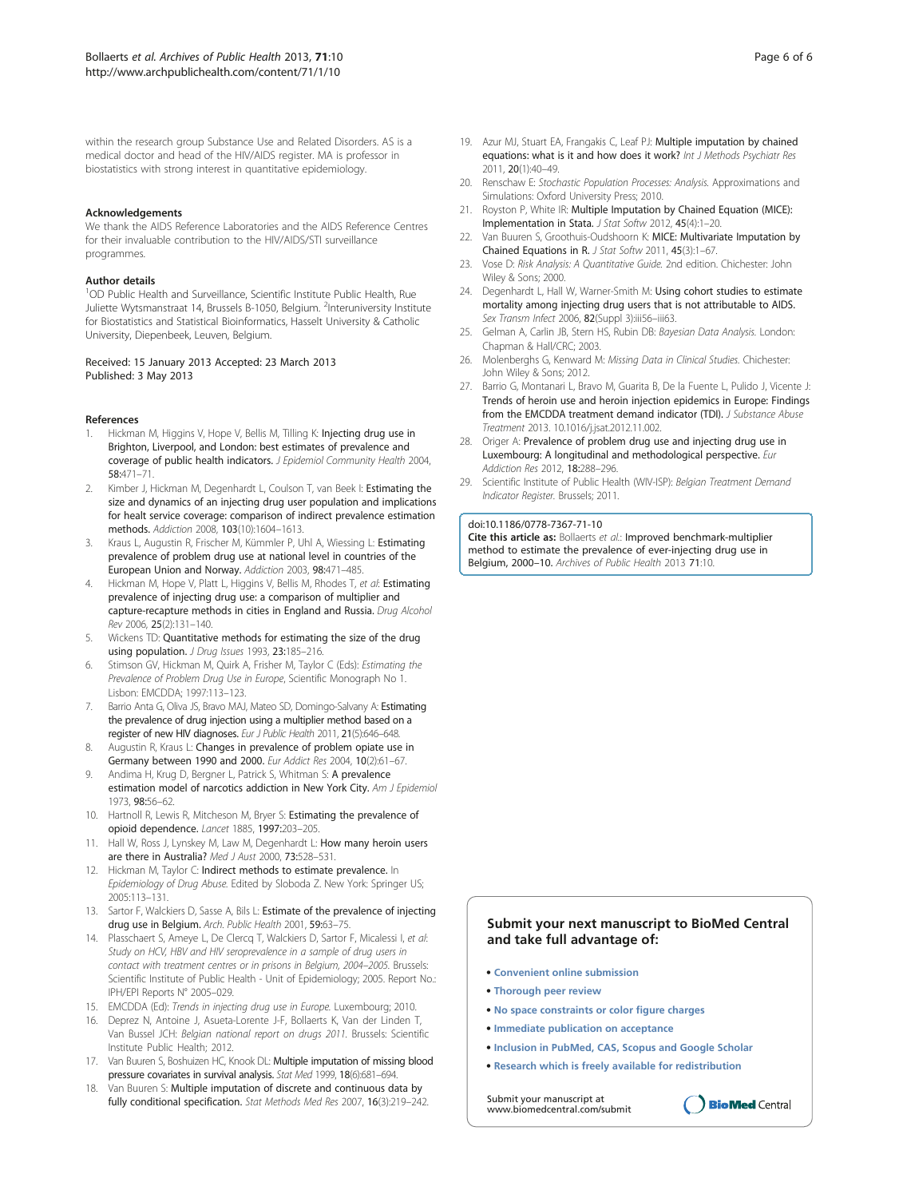within the research group Substance Use and Related Disorders. AS is a medical doctor and head of the HIV/AIDS register. MA is professor in biostatistics with strong interest in quantitative epidemiology.

### Acknowledgements

We thank the AIDS Reference Laboratories and the AIDS Reference Centres for their invaluable contribution to the HIV/AIDS/STI surveillance programmes.

### Author details

[1]OD Public Health and Surveillance, Scientific Institute Public Health, Rue Juliette Wytsmanstraat 14, Brussels B-1050, Belgium. [2]Interuniversity Institute for Biostatistics and Statistical Bioinformatics, Hasselt University & Catholic University, Diepenbeek, Leuven, Belgium.

Received: 15 January 2013 Accepted: 23 March 2013
Published: 3 May 2013

### References

1. Hickman M, Higgins V, Hope V, Bellis M, Tilling K: **Injecting drug use in Brighton, Liverpool, and London: best estimates of prevalence and coverage of public health indicators.** *J Epidemiol Community Health* 2004, **58**:471–71.
2. Kimber J, Hickman M, Degenhardt L, Coulson T, van Beek I: **Estimating the size and dynamics of an injecting drug user population and implications for healt service coverage: comparison of indirect prevalence estimation methods.** *Addiction* 2008, **103**(10):1604–1613.
3. Kraus L, Augustin R, Frischer M, Kümmler P, Uhl A, Wiessing L: **Estimating prevalence of problem drug use at national level in countries of the European Union and Norway.** *Addiction* 2003, **98**:471–485.
4. Hickman M, Hope V, Platt L, Higgins V, Bellis M, Rhodes T, *et al*: **Estimating prevalence of injecting drug use: a comparison of multiplier and capture-recapture methods in cities in England and Russia.** *Drug Alcohol Rev* 2006, **25**(2):131–140.
5. Wickens TD: **Quantitative methods for estimating the size of the drug using population.** *J Drug Issues* 1993, **23**:185–216.
6. Stimson GV, Hickman M, Quirk A, Frisher M, Taylor C (Eds): *Estimating the Prevalence of Problem Drug Use in Europe*, Scientific Monograph No 1. Lisbon: EMCDDA; 1997:113–123.
7. Barrio Anta G, Oliva JS, Bravo MAJ, Mateo SD, Domingo-Salvany A: **Estimating the prevalence of drug injection using a multiplier method based on a register of new HIV diagnoses.** *Eur J Public Health* 2011, **21**(5):646–648.
8. Augustin R, Kraus L: **Changes in prevalence of problem opiate use in Germany between 1990 and 2000.** *Eur Addict Res* 2004, **10**(2):61–67.
9. Andima H, Krug D, Bergner L, Patrick S, Whitman S: **A prevalence estimation model of narcotics addiction in New York City.** *Am J Epidemiol* 1973, **98**:56–62.
10. Hartnoll R, Lewis R, Mitcheson M, Bryer S: **Estimating the prevalence of opioid dependence.** *Lancet* 1885, **1997**:203–205.
11. Hall W, Ross J, Lynskey M, Law M, Degenhardt L: **How many heroin users are there in Australia?** *Med J Aust* 2000, **73**:528–531.
12. Hickman M, Taylor C: **Indirect methods to estimate prevalence.** In *Epidemiology of Drug Abuse*. Edited by Sloboda Z. New York: Springer US; 2005:113–131.
13. Sartor F, Walckiers D, Sasse A, Bils L: **Estimate of the prevalence of injecting drug use in Belgium.** *Arch. Public Health* 2001, **59**:63–75.
14. Plasschaert S, Ameye L, De Clercq T, Walckiers D, Sartor F, Micalessi I, *et al*: *Study on HCV, HBV and HIV seroprevalence in a sample of drug users in contact with treatment centres or in prisons in Belgium, 2004–2005.* Brussels: Scientific Institute of Public Health - Unit of Epidemiology; 2005. Report No.: IPH/EPI Reports N° 2005–029.
15. EMCDDA (Ed): *Trends in injecting drug use in Europe.* Luxembourg; 2010.
16. Deprez N, Antoine J, Asueta-Lorente J-F, Bollaerts K, Van der Linden T, Van Bussel JCH: *Belgian national report on drugs 2011.* Brussels: Scientific Institute Public Health; 2012.
17. Van Buuren S, Boshuizen HC, Knook DL: **Multiple imputation of missing blood pressure covariates in survival analysis.** *Stat Med* 1999, **18**(6):681–694.
18. Van Buuren S: **Multiple imputation of discrete and continuous data by fully conditional specification.** *Stat Methods Med Res* 2007, **16**(3):219–242.
19. Azur MJ, Stuart EA, Frangakis C, Leaf PJ: **Multiple imputation by chained equations: what is it and how does it work?** *Int J Methods Psychiatr Res* 2011, **20**(1):40–49.
20. Renschaw E: *Stochastic Population Processes: Analysis.* Approximations and Simulations: Oxford University Press; 2010.
21. Royston P, White IR: **Multiple Imputation by Chained Equation (MICE): Implementation in Stata.** *J Stat Softw* 2012, **45**(4):1–20.
22. Van Buuren S, Groothuis-Oudshoorn K: **MICE: Multivariate Imputation by Chained Equations in R.** *J Stat Softw* 2011, **45**(3):1–67.
23. Vose D: *Risk Analysis: A Quantitative Guide.* 2nd edition. Chichester: John Wiley & Sons; 2000.
24. Degenhardt L, Hall W, Warner-Smith M: **Using cohort studies to estimate mortality among injecting drug users that is not attributable to AIDS.** *Sex Transm Infect* 2006, **82**(Suppl 3):iii56–iii63.
25. Gelman A, Carlin JB, Stern HS, Rubin DB: *Bayesian Data Analysis.* London: Chapman & Hall/CRC; 2003.
26. Molenberghs G, Kenward M: *Missing Data in Clinical Studies.* Chichester: John Wiley & Sons; 2012.
27. Barrio G, Montanari L, Bravo M, Guarita B, De la Fuente L, Pulido J, Vicente J: **Trends of heroin use and heroin injection epidemics in Europe: Findings from the EMCDDA treatment demand indicator (TDI).** *J Substance Abuse Treatment* 2013. 10.1016/j.jsat.2012.11.002.
28. Origer A: **Prevalence of problem drug use and injecting drug use in Luxembourg: A longitudinal and methodological perspective.** *Eur Addiction Res* 2012, **18**:288–296.
29. Scientific Institute of Public Health (WIV-ISP): *Belgian Treatment Demand Indicator Register.* Brussels; 2011.

doi:10.1186/0778-7367-71-10
**Cite this article as:** Bollaerts *et al.*: Improved benchmark-multiplier method to estimate the prevalence of ever-injecting drug use in Belgium, 2000–10. *Archives of Public Health* 2013 **71**:10.

**Submit your next manuscript to BioMed Central and take full advantage of:**

- Convenient online submission
- Thorough peer review
- No space constraints or color figure charges
- Immediate publication on acceptance
- Inclusion in PubMed, CAS, Scopus and Google Scholar
- Research which is freely available for redistribution

Submit your manuscript at
www.biomedcentral.com/submit

BioMed Central